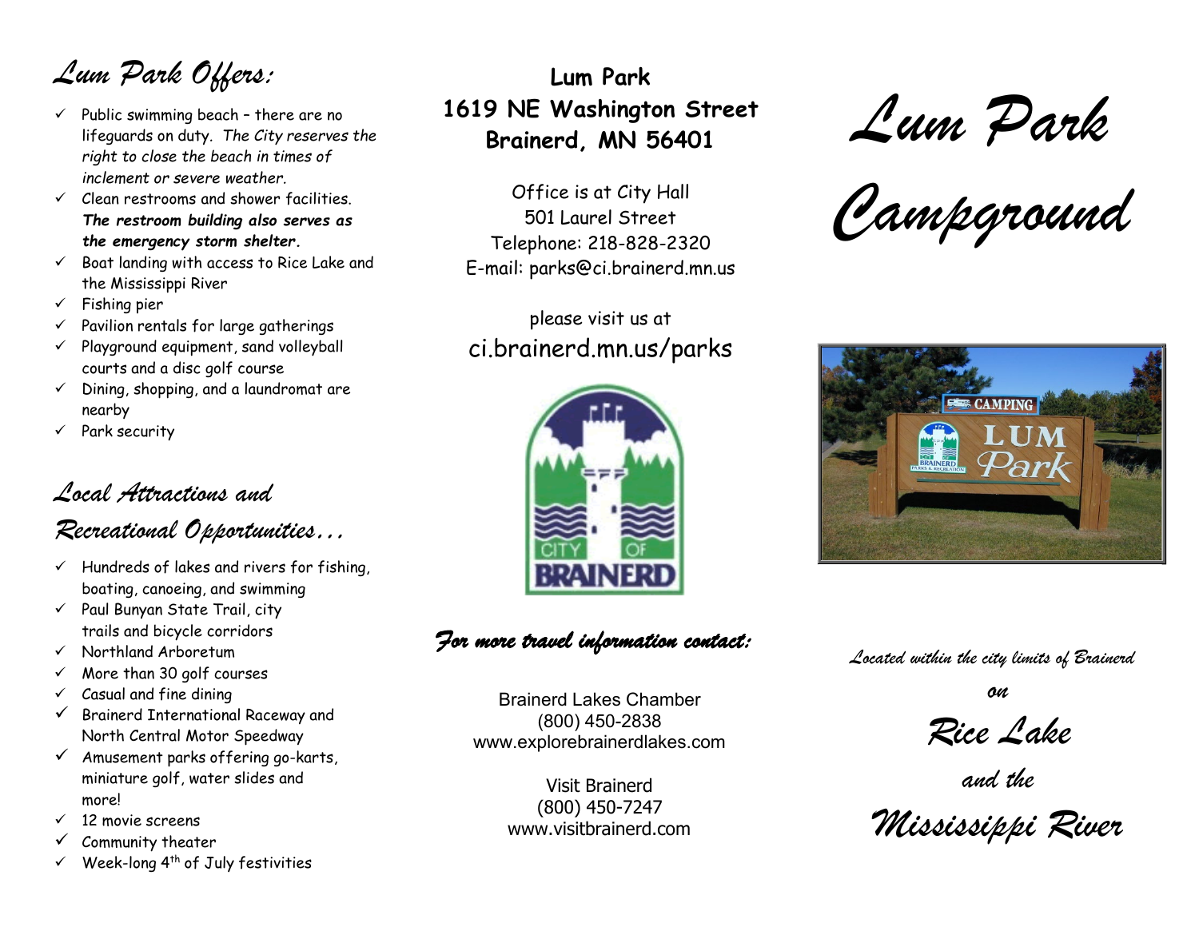## Lum Park Offers:

- Public swimming beach – there are no lifeguards on duty. *The City reserves the right to close the beach in times of inclement or severe weather.*
- Clean restrooms and shower facilities. ***The restroom building also serves as the emergency storm shelter.***
- Boat landing with access to Rice Lake and the Mississippi River
- Fishing pier
- Pavilion rentals for large gatherings
- Playground equipment, sand volleyball courts and a disc golf course
- Dining, shopping, and a laundromat are nearby
- Park security

## Local Attractions and Recreational Opportunities…

- Hundreds of lakes and rivers for fishing, boating, canoeing, and swimming
- Paul Bunyan State Trail, city trails and bicycle corridors
- Northland Arboretum
- More than 30 golf courses
- Casual and fine dining
- Brainerd International Raceway and North Central Motor Speedway
- Amusement parks offering go-karts, miniature golf, water slides and more!
- 12 movie screens
- Community theater
- Week-long 4th of July festivities

**Lum Park**
**1619 NE Washington Street**
**Brainerd, MN 56401**

Office is at City Hall
501 Laurel Street
Telephone: 218-828-2320
E-mail: parks@ci.brainerd.mn.us

please visit us at
ci.brainerd.mn.us/parks

***For more travel information contact:***

Brainerd Lakes Chamber
(800) 450-2838
www.explorebrainerdlakes.com

Visit Brainerd
(800) 450-7247
www.visitbrainerd.com

# Lum Park Campground

*Located within the city limits of Brainerd*

*on*

*Rice Lake*

*and the*

*Mississippi River*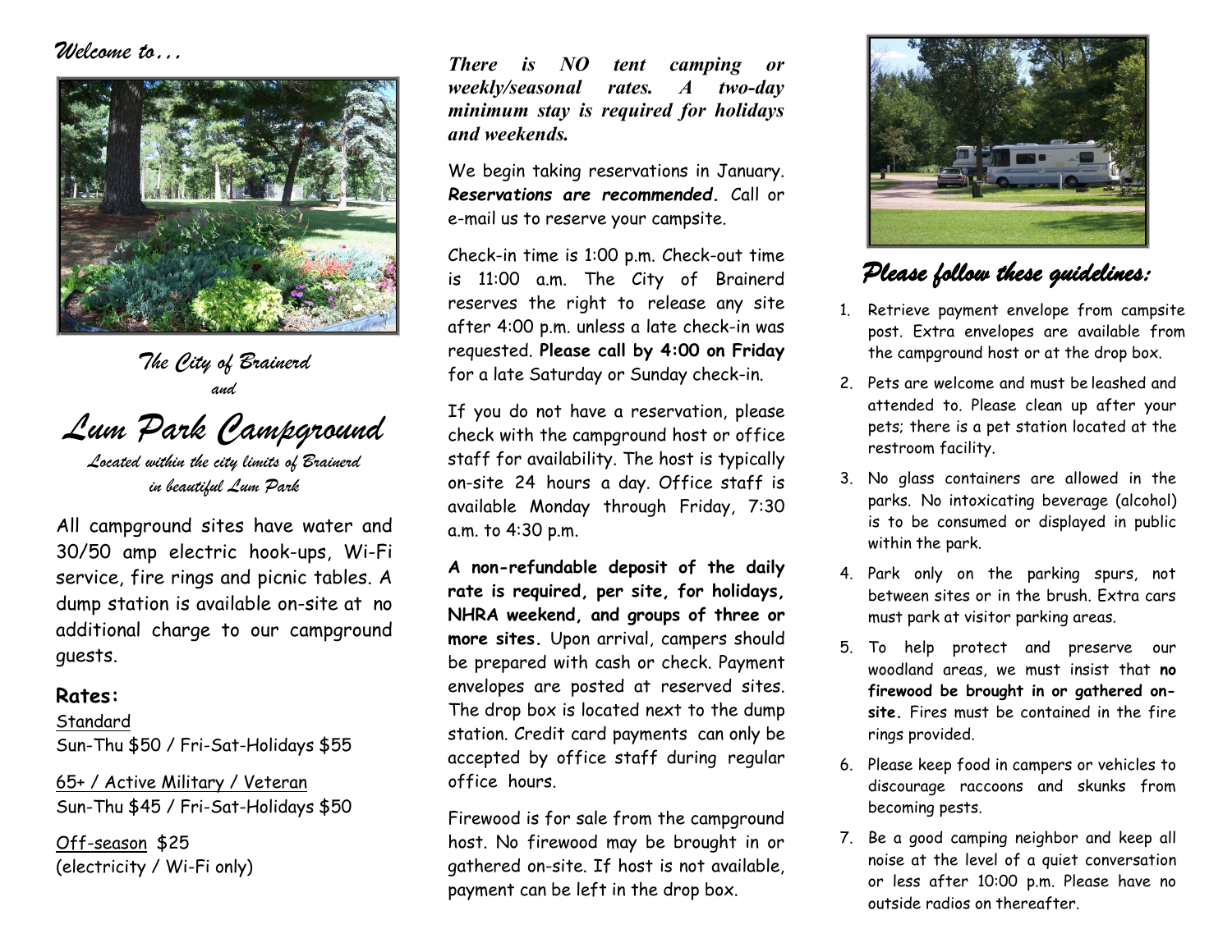*Welcome to...*

*The City of Brainerd*
*and*

# *Lum Park Campground*

*Located within the city limits of Brainerd in beautiful Lum Park*

All campground sites have water and 30/50 amp electric hook-ups, Wi-Fi service, fire rings and picnic tables. A dump station is available on-site at no additional charge to our campground guests.

**Rates:**

Standard
Sun-Thu $50 / Fri-Sat-Holidays $55

65+ / Active Military / Veteran
Sun-Thu $45 / Fri-Sat-Holidays $50

Off-season $25
(electricity / Wi-Fi only)

***There is NO tent camping or weekly/seasonal rates. A two-day minimum stay is required for holidays and weekends.***

We begin taking reservations in January. ***Reservations are recommended.*** Call or e-mail us to reserve your campsite.

Check-in time is 1:00 p.m. Check-out time is 11:00 a.m. The City of Brainerd reserves the right to release any site after 4:00 p.m. unless a late check-in was requested. **Please call by 4:00 on Friday** for a late Saturday or Sunday check-in.

If you do not have a reservation, please check with the campground host or office staff for availability. The host is typically on-site 24 hours a day. Office staff is available Monday through Friday, 7:30 a.m. to 4:30 p.m.

**A non-refundable deposit of the daily rate is required, per site, for holidays, NHRA weekend, and groups of three or more sites.** Upon arrival, campers should be prepared with cash or check. Payment envelopes are posted at reserved sites. The drop box is located next to the dump station. Credit card payments can only be accepted by office staff during regular office hours.

Firewood is for sale from the campground host. No firewood may be brought in or gathered on-site. If host is not available, payment can be left in the drop box.

## *Please follow these guidelines:*

1. Retrieve payment envelope from campsite post. Extra envelopes are available from the campground host or at the drop box.
2. Pets are welcome and must be leashed and attended to. Please clean up after your pets; there is a pet station located at the restroom facility.
3. No glass containers are allowed in the parks. No intoxicating beverage (alcohol) is to be consumed or displayed in public within the park.
4. Park only on the parking spurs, not between sites or in the brush. Extra cars must park at visitor parking areas.
5. To help protect and preserve our woodland areas, we must insist that **no firewood be brought in or gathered on-site.** Fires must be contained in the fire rings provided.
6. Please keep food in campers or vehicles to discourage raccoons and skunks from becoming pests.
7. Be a good camping neighbor and keep all noise at the level of a quiet conversation or less after 10:00 p.m. Please have no outside radios on thereafter.